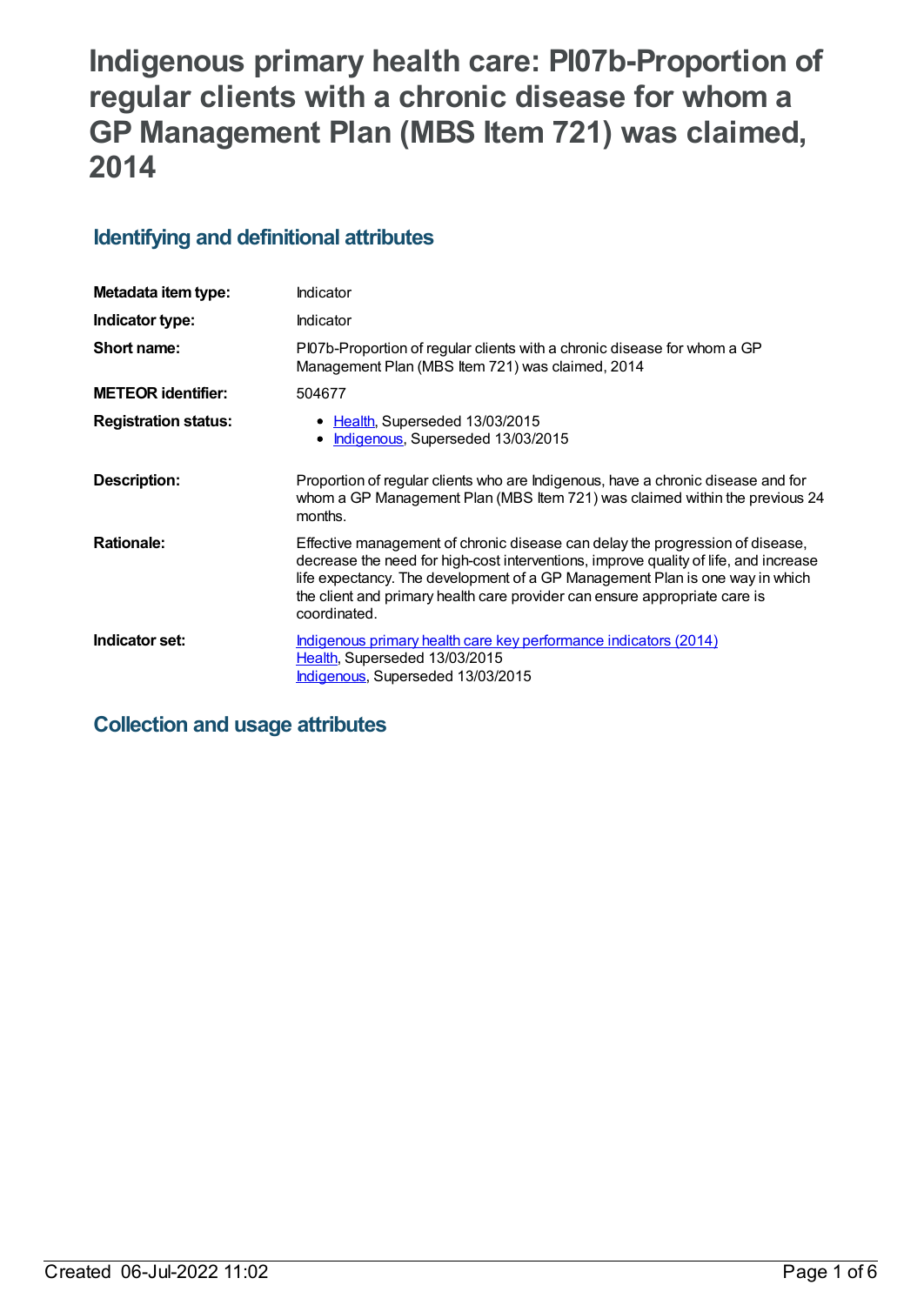# Indigenous primary health care: PI07b-Proportion of regular clients with a chronic disease for whom a GP Management Plan (MBS Item 721) was claimed, 2014

## Identifying and definitional attributes

| | |
|---|---|
| **Metadata item type:** | Indicator |
| **Indicator type:** | Indicator |
| **Short name:** | PI07b-Proportion of regular clients with a chronic disease for whom a GP Management Plan (MBS Item 721) was claimed, 2014 |
| **METEOR identifier:** | 504677 |
| **Registration status:** | • Health, Superseded 13/03/2015<br>• Indigenous, Superseded 13/03/2015 |
| **Description:** | Proportion of regular clients who are Indigenous, have a chronic disease and for whom a GP Management Plan (MBS Item 721) was claimed within the previous 24 months. |
| **Rationale:** | Effective management of chronic disease can delay the progression of disease, decrease the need for high-cost interventions, improve quality of life, and increase life expectancy. The development of a GP Management Plan is one way in which the client and primary health care provider can ensure appropriate care is coordinated. |
| **Indicator set:** | Indigenous primary health care key performance indicators (2014)<br>Health, Superseded 13/03/2015<br>Indigenous, Superseded 13/03/2015 |

## Collection and usage attributes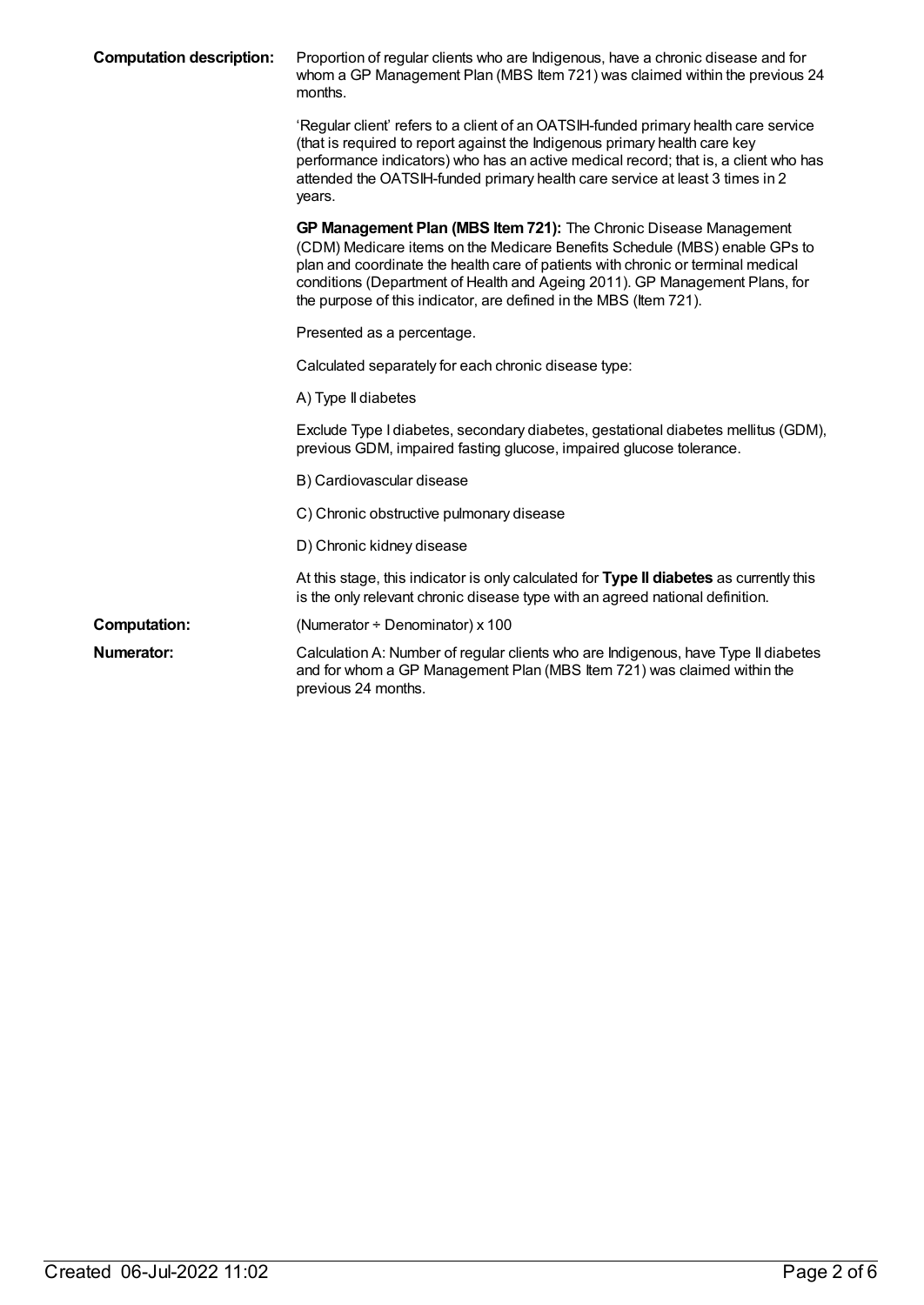**Computation description:** Proportion of regular clients who are Indigenous, have a chronic disease and for whom a GP Management Plan (MBS Item 721) was claimed within the previous 24 months.

'Regular client' refers to a client of an OATSIH-funded primary health care service (that is required to report against the Indigenous primary health care key performance indicators) who has an active medical record; that is, a client who has attended the OATSIH-funded primary health care service at least 3 times in 2 years.

**GP Management Plan (MBS Item 721):** The Chronic Disease Management (CDM) Medicare items on the Medicare Benefits Schedule (MBS) enable GPs to plan and coordinate the health care of patients with chronic or terminal medical conditions (Department of Health and Ageing 2011). GP Management Plans, for the purpose of this indicator, are defined in the MBS (Item 721).

Presented as a percentage.

Calculated separately for each chronic disease type:

A) Type II diabetes

Exclude Type I diabetes, secondary diabetes, gestational diabetes mellitus (GDM), previous GDM, impaired fasting glucose, impaired glucose tolerance.

B) Cardiovascular disease

C) Chronic obstructive pulmonary disease

D) Chronic kidney disease

At this stage, this indicator is only calculated for **Type II diabetes** as currently this is the only relevant chronic disease type with an agreed national definition.

**Computation:** (Numerator ÷ Denominator) x 100

**Numerator:** Calculation A: Number of regular clients who are Indigenous, have Type II diabetes and for whom a GP Management Plan (MBS Item 721) was claimed within the previous 24 months.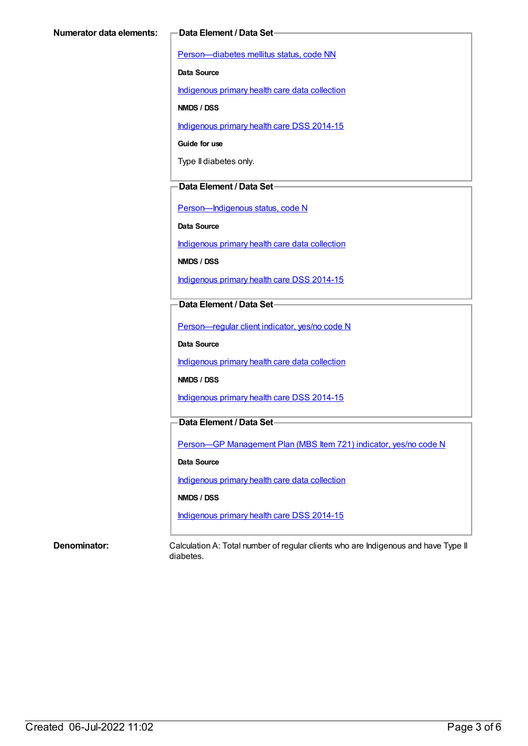**Numerator data elements:**

**Data Element / Data Set**

Person—diabetes mellitus status, code NN

**Data Source**

Indigenous primary health care data collection

**NMDS / DSS**

Indigenous primary health care DSS 2014-15

**Guide for use**

Type II diabetes only.

**Data Element / Data Set**

Person—Indigenous status, code N

**Data Source**

Indigenous primary health care data collection

**NMDS / DSS**

Indigenous primary health care DSS 2014-15

**Data Element / Data Set**

Person—regular client indicator, yes/no code N

**Data Source**

Indigenous primary health care data collection

**NMDS / DSS**

Indigenous primary health care DSS 2014-15

**Data Element / Data Set**

Person—GP Management Plan (MBS Item 721) indicator, yes/no code N

**Data Source**

Indigenous primary health care data collection

**NMDS / DSS**

Indigenous primary health care DSS 2014-15

**Denominator:**

Calculation A: Total number of regular clients who are Indigenous and have Type II diabetes.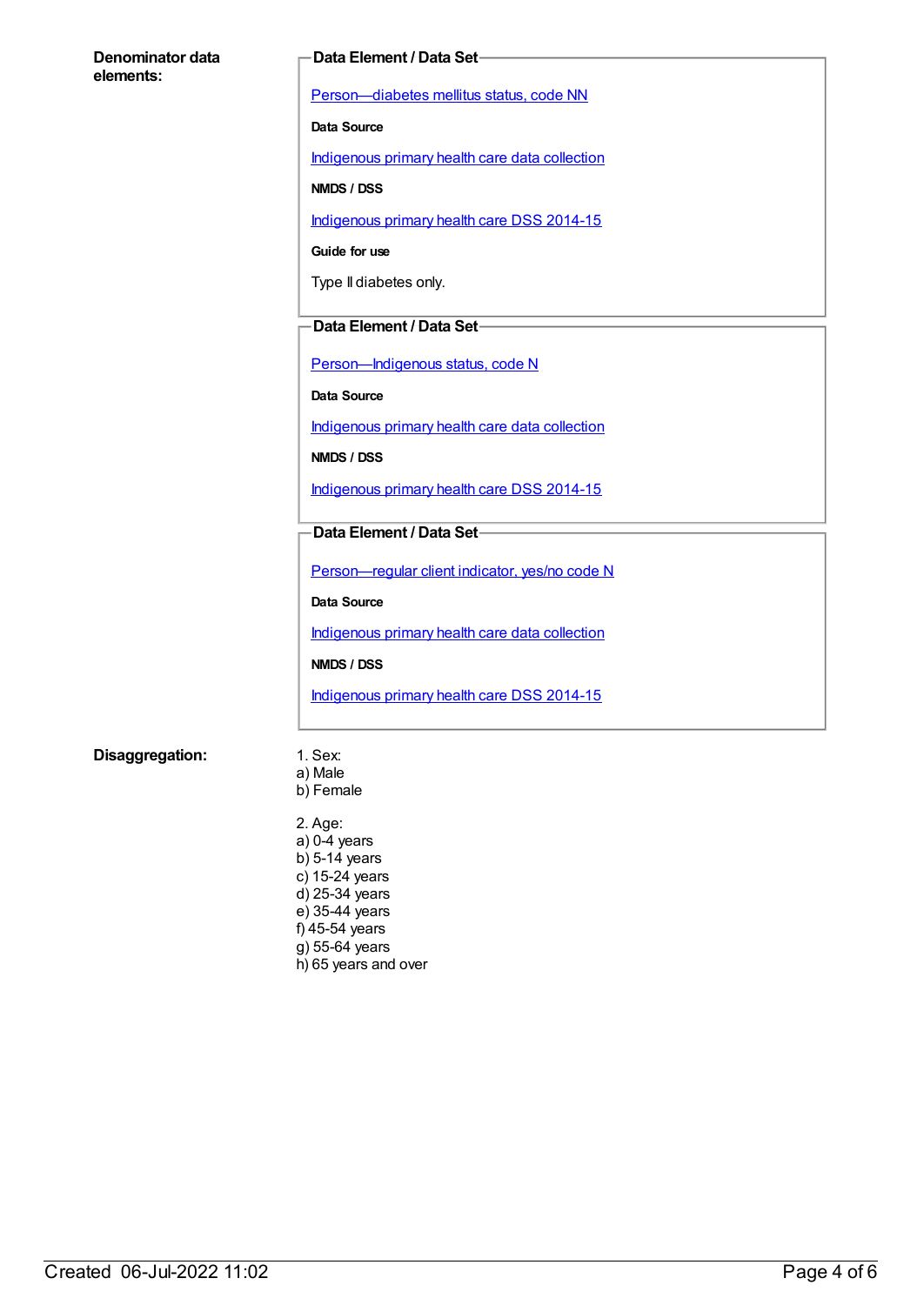**Denominator data elements:**

**Data Element / Data Set**

Person—diabetes mellitus status, code NN

**Data Source**

Indigenous primary health care data collection

**NMDS / DSS**

Indigenous primary health care DSS 2014-15

**Guide for use**

Type II diabetes only.

**Data Element / Data Set**

Person—Indigenous status, code N

**Data Source**

Indigenous primary health care data collection

**NMDS / DSS**

Indigenous primary health care DSS 2014-15

**Data Element / Data Set**

Person—regular client indicator, yes/no code N

**Data Source**

Indigenous primary health care data collection

**NMDS / DSS**

Indigenous primary health care DSS 2014-15

**Disaggregation:**

1. Sex:
a) Male
b) Female

2. Age:
a) 0-4 years
b) 5-14 years
c) 15-24 years
d) 25-34 years
e) 35-44 years
f) 45-54 years
g) 55-64 years
h) 65 years and over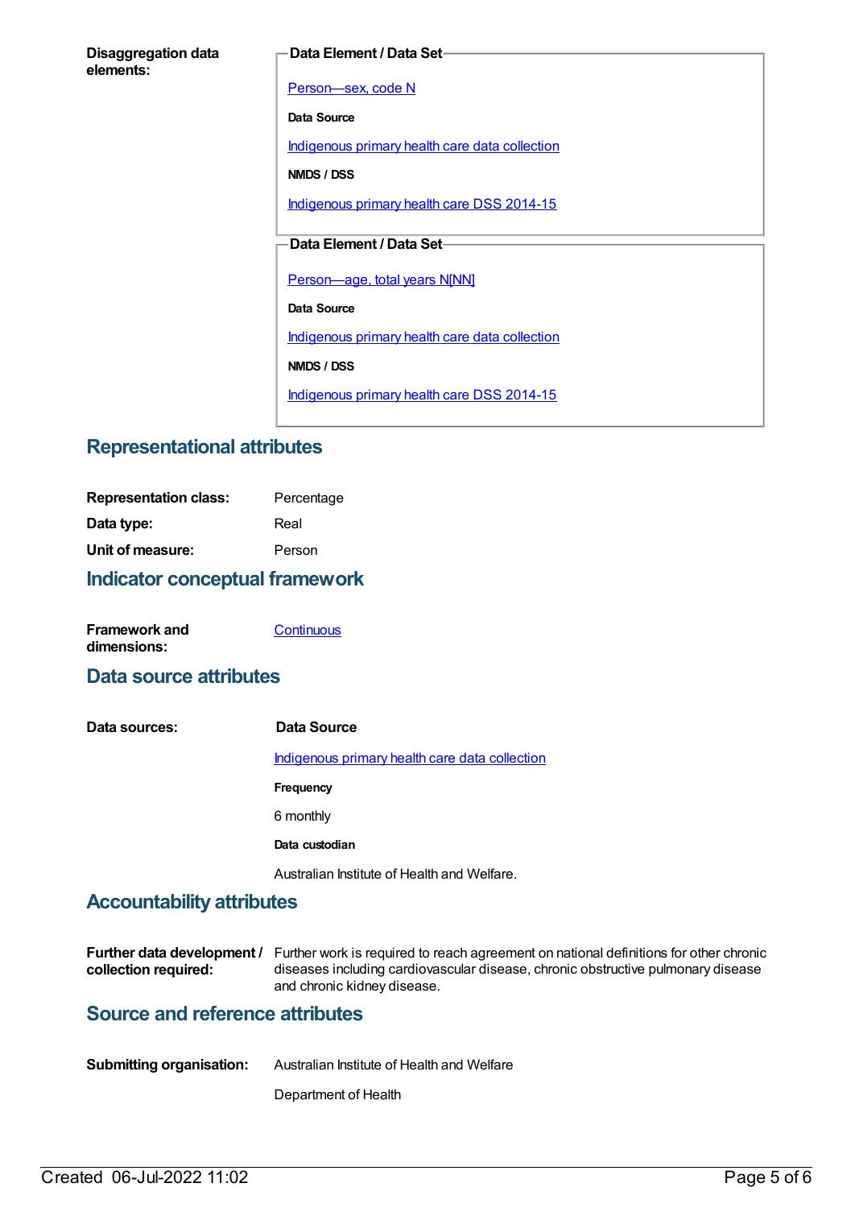**Disaggregation data elements:**

**Data Element / Data Set**

[Person—sex, code N]

**Data Source**

[Indigenous primary health care data collection]

**NMDS / DSS**

[Indigenous primary health care DSS 2014-15]

**Data Element / Data Set**

[Person—age, total years N[NN]]

**Data Source**

[Indigenous primary health care data collection]

**NMDS / DSS**

[Indigenous primary health care DSS 2014-15]

## Representational attributes

**Representation class:** Percentage

**Data type:** Real

**Unit of measure:** Person

## Indicator conceptual framework

**Framework and dimensions:** [Continuous]

## Data source attributes

**Data sources:**

**Data Source**

[Indigenous primary health care data collection]

**Frequency**

6 monthly

**Data custodian**

Australian Institute of Health and Welfare.

## Accountability attributes

**Further data development / collection required:** Further work is required to reach agreement on national definitions for other chronic diseases including cardiovascular disease, chronic obstructive pulmonary disease and chronic kidney disease.

## Source and reference attributes

**Submitting organisation:** Australian Institute of Health and Welfare

Department of Health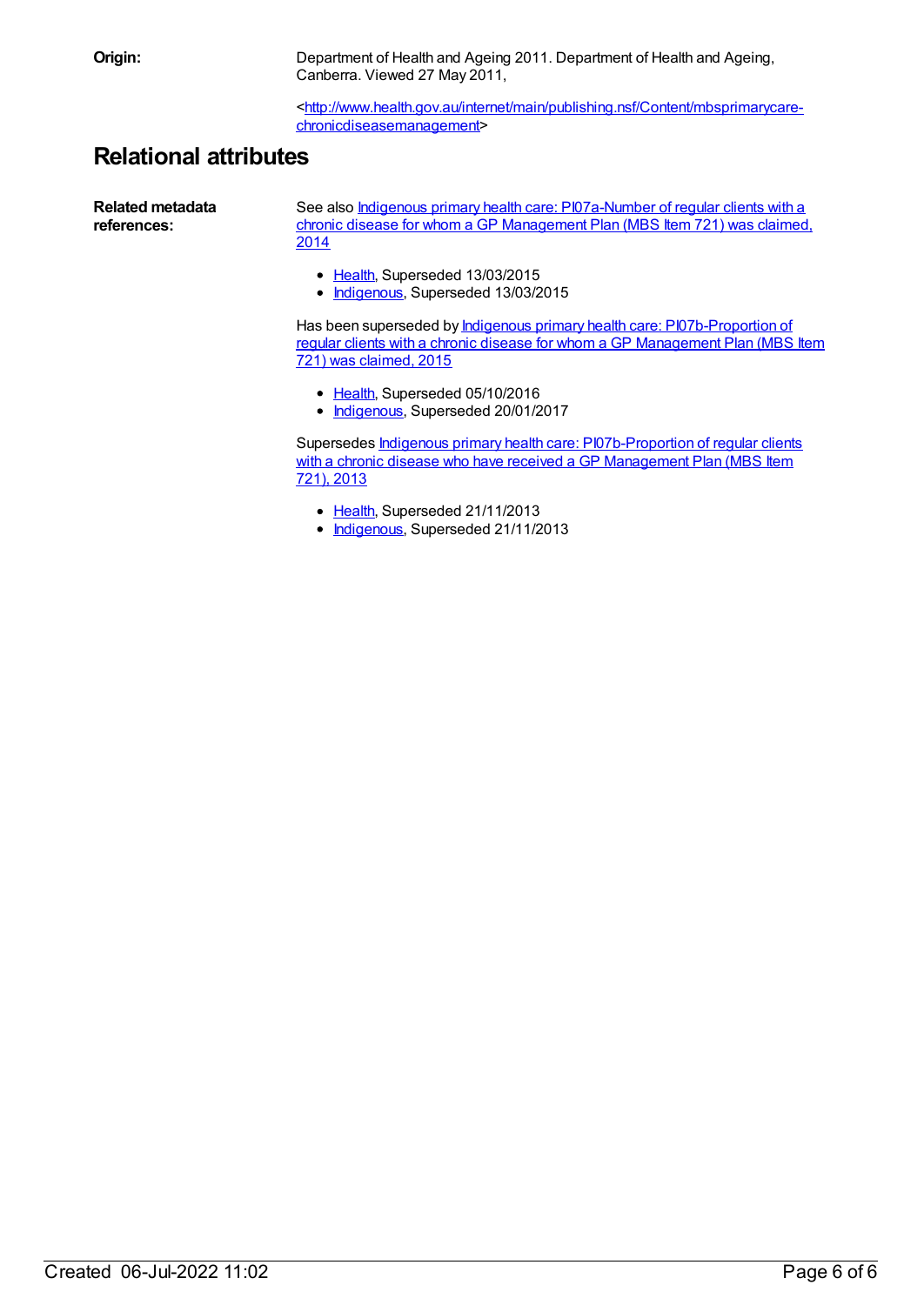**Origin:** Department of Health and Ageing 2011. Department of Health and Ageing, Canberra. Viewed 27 May 2011,

<http://www.health.gov.au/internet/main/publishing.nsf/Content/mbsprimarycare-chronicdiseasemanagement>

## Relational attributes

**Related metadata references:**

See also Indigenous primary health care: PI07a-Number of regular clients with a chronic disease for whom a GP Management Plan (MBS Item 721) was claimed, 2014

- Health, Superseded 13/03/2015
- Indigenous, Superseded 13/03/2015

Has been superseded by Indigenous primary health care: PI07b-Proportion of regular clients with a chronic disease for whom a GP Management Plan (MBS Item 721) was claimed, 2015

- Health, Superseded 05/10/2016
- Indigenous, Superseded 20/01/2017

Supersedes Indigenous primary health care: PI07b-Proportion of regular clients with a chronic disease who have received a GP Management Plan (MBS Item 721), 2013

- Health, Superseded 21/11/2013
- Indigenous, Superseded 21/11/2013